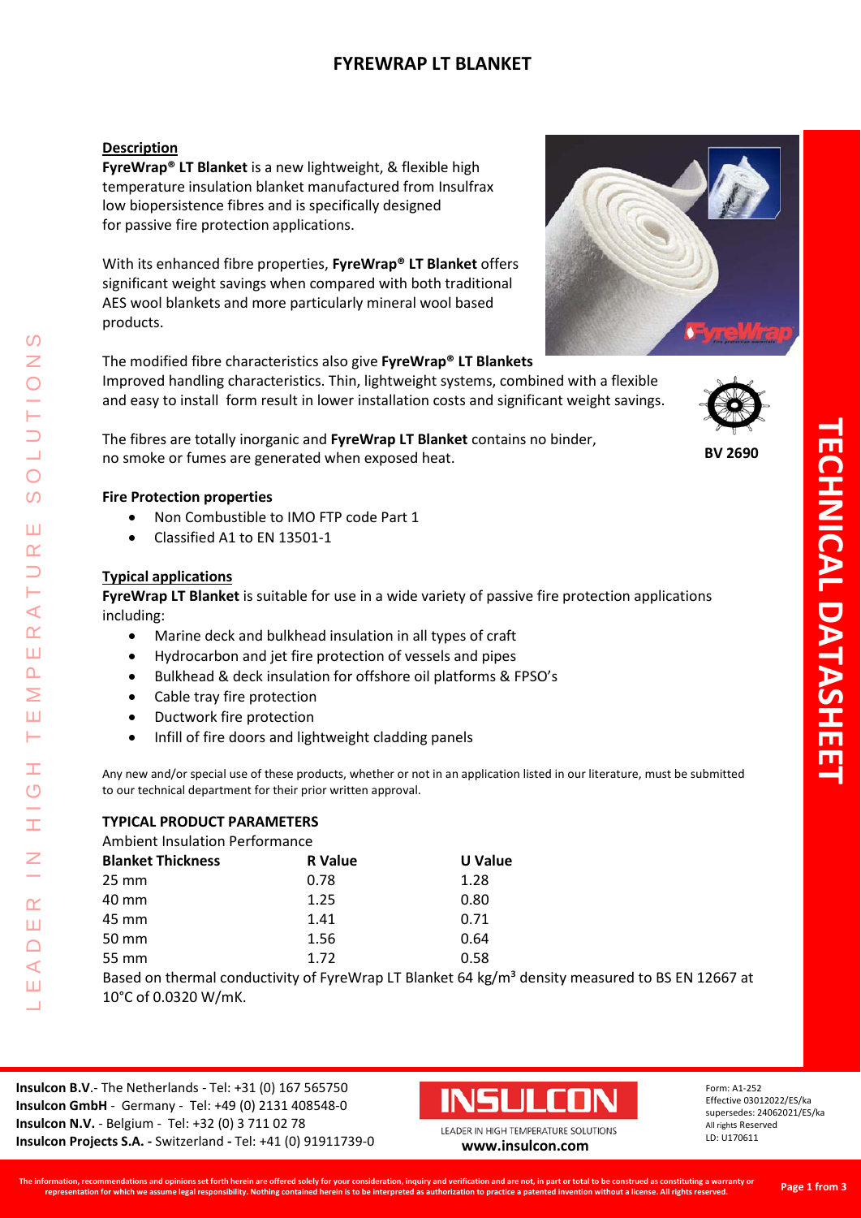# FYREWRAP LT BLANKET

## Description

**FyreWrap® LT Blanket** is a new lightweight, & flexible high temperature insulation blanket manufactured from Insulfrax low biopersistence fibres and is specifically designed for passive fire protection applications.

With its enhanced fibre properties, **FyreWrap® LT Blanket** offers significant weight savings when compared with both traditional AES wool blankets and more particularly mineral wool based products.

The modified fibre characteristics also give **FyreWrap® LT Blankets** Improved handling characteristics. Thin, lightweight systems, combined with a flexible and easy to install form result in lower installation costs and significant weight savings.

The fibres are totally inorganic and **FyreWrap LT Blanket** contains no binder, no smoke or fumes are generated when exposed heat.

BV 2690

### Fire Protection properties

- Non Combustible to IMO FTP code Part 1
- Classified A1 to EN 13501-1

## Typical applications

**FyreWrap LT Blanket** is suitable for use in a wide variety of passive fire protection applications including:

- Marine deck and bulkhead insulation in all types of craft
- Hydrocarbon and jet fire protection of vessels and pipes
- Bulkhead & deck insulation for offshore oil platforms & FPSO's
- Cable tray fire protection
- Ductwork fire protection
- Infill of fire doors and lightweight cladding panels

Any new and/or special use of these products, whether or not in an application listed in our literature, must be submitted to our technical department for their prior written approval.

### TYPICAL PRODUCT PARAMETERS

Ambient Insulation Performance

| Blanket Thickness | R Value | U Value |
|---|---|---|
| 25 mm | 0.78 | 1.28 |
| 40 mm | 1.25 | 0.80 |
| 45 mm | 1.41 | 0.71 |
| 50 mm | 1.56 | 0.64 |
| 55 mm | 1.72 | 0.58 |

Based on thermal conductivity of FyreWrap LT Blanket 64 kg/m³ density measured to BS EN 12667 at 10°C of 0.0320 W/mK.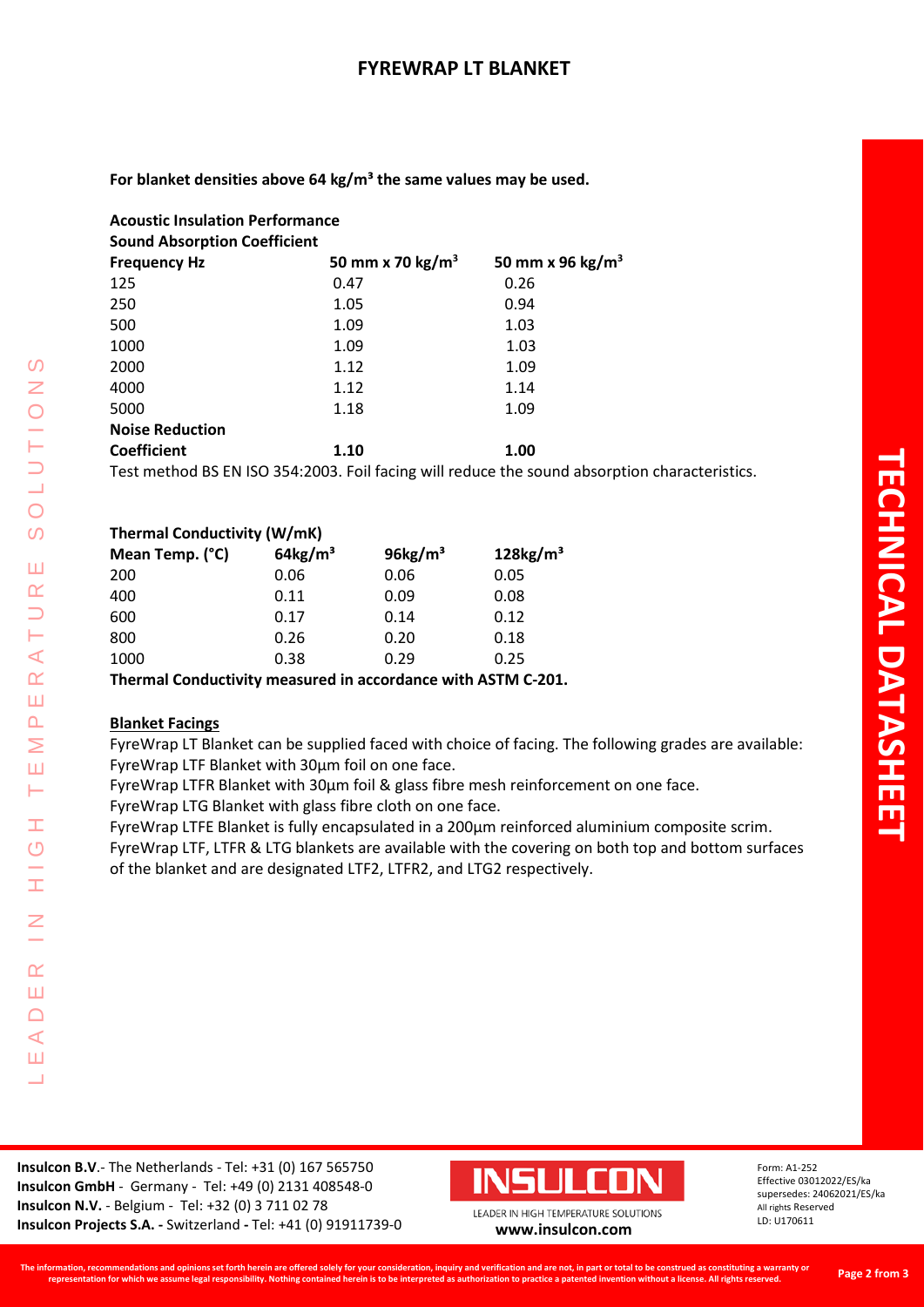**For blanket densities above 64 kg/m³ the same values may be used.**

**Acoustic Insulation Performance**

**Sound Absorption Coefficient**

| Frequency Hz | 50 mm x 70 kg/m³ | 50 mm x 96 kg/m³ |
|---|---|---|
| 125 | 0.47 | 0.26 |
| 250 | 1.05 | 0.94 |
| 500 | 1.09 | 1.03 |
| 1000 | 1.09 | 1.03 |
| 2000 | 1.12 | 1.09 |
| 4000 | 1.12 | 1.14 |
| 5000 | 1.18 | 1.09 |
| **Noise Reduction Coefficient** | **1.10** | **1.00** |

Test method BS EN ISO 354:2003. Foil facing will reduce the sound absorption characteristics.

**Thermal Conductivity (W/mK)**

| Mean Temp. (°C) | 64kg/m³ | 96kg/m³ | 128kg/m³ |
|---|---|---|---|
| 200 | 0.06 | 0.06 | 0.05 |
| 400 | 0.11 | 0.09 | 0.08 |
| 600 | 0.17 | 0.14 | 0.12 |
| 800 | 0.26 | 0.20 | 0.18 |
| 1000 | 0.38 | 0.29 | 0.25 |

**Thermal Conductivity measured in accordance with ASTM C-201.**

**Blanket Facings**

FyreWrap LT Blanket can be supplied faced with choice of facing. The following grades are available:
FyreWrap LTF Blanket with 30µm foil on one face.
FyreWrap LTFR Blanket with 30µm foil & glass fibre mesh reinforcement on one face.
FyreWrap LTG Blanket with glass fibre cloth on one face.
FyreWrap LTFE Blanket is fully encapsulated in a 200µm reinforced aluminium composite scrim.
FyreWrap LTF, LTFR & LTG blankets are available with the covering on both top and bottom surfaces of the blanket and are designated LTF2, LTFR2, and LTG2 respectively.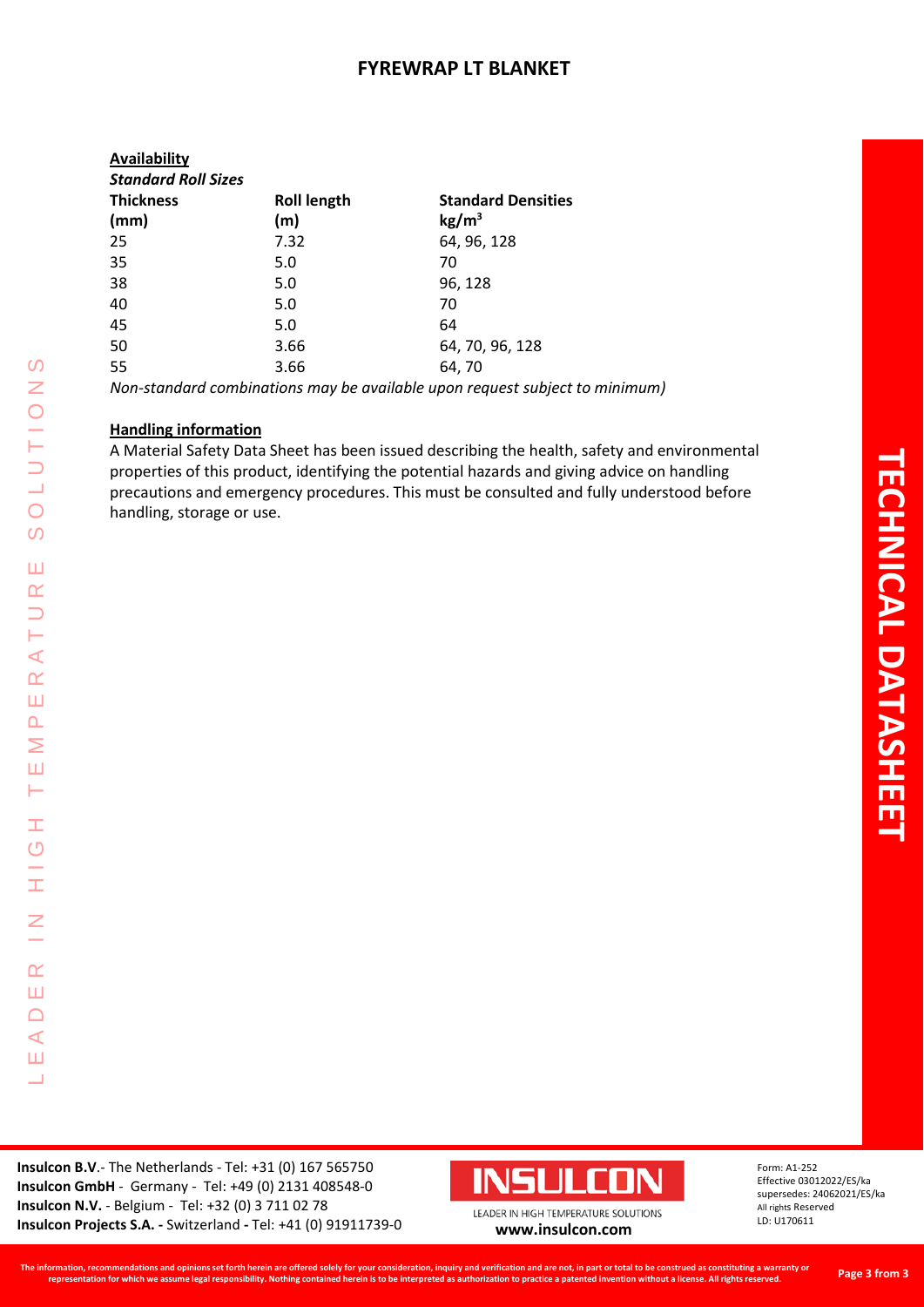**Availability**

***Standard Roll Sizes***

| Thickness (mm) | Roll length (m) | Standard Densities $kg/m^3$ |
|---|---|---|
| 25 | 7.32 | 64, 96, 128 |
| 35 | 5.0 | 70 |
| 38 | 5.0 | 96, 128 |
| 40 | 5.0 | 70 |
| 45 | 5.0 | 64 |
| 50 | 3.66 | 64, 70, 96, 128 |
| 55 | 3.66 | 64, 70 |

*Non-standard combinations may be available upon request subject to minimum)*

**Handling information**

A Material Safety Data Sheet has been issued describing the health, safety and environmental properties of this product, identifying the potential hazards and giving advice on handling precautions and emergency procedures. This must be consulted and fully understood before handling, storage or use.